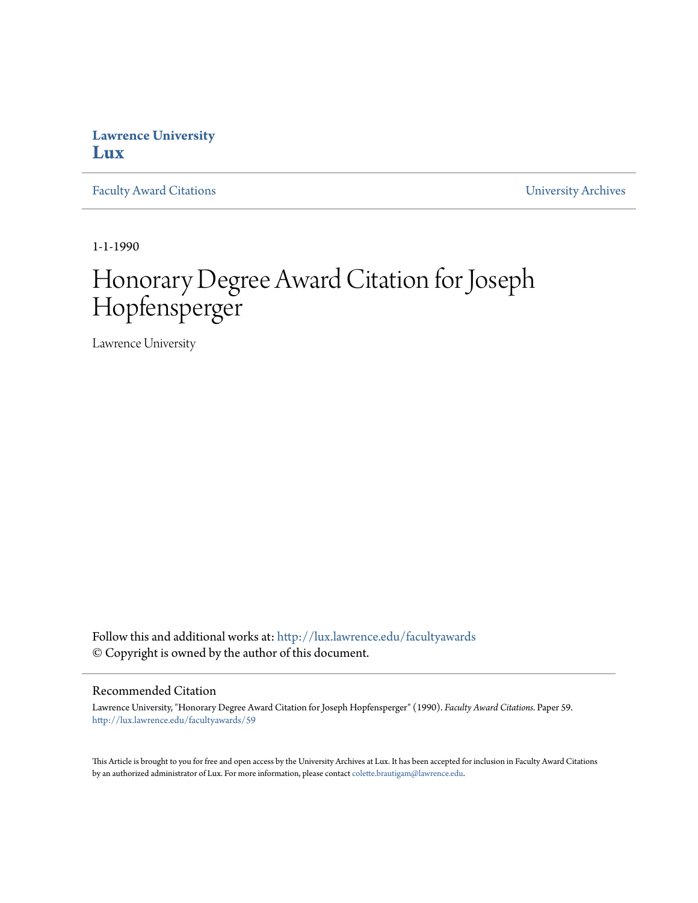**Lawrence University**
**Lux**

Faculty Award Citations | University Archives

1-1-1990

# Honorary Degree Award Citation for Joseph Hopfensperger

Lawrence University

Follow this and additional works at: http://lux.lawrence.edu/facultyawards
© Copyright is owned by the author of this document.

## Recommended Citation

Lawrence University, "Honorary Degree Award Citation for Joseph Hopfensperger" (1990). *Faculty Award Citations.* Paper 59.
http://lux.lawrence.edu/facultyawards/59

This Article is brought to you for free and open access by the University Archives at Lux. It has been accepted for inclusion in Faculty Award Citations by an authorized administrator of Lux. For more information, please contact colette.brautigam@lawrence.edu.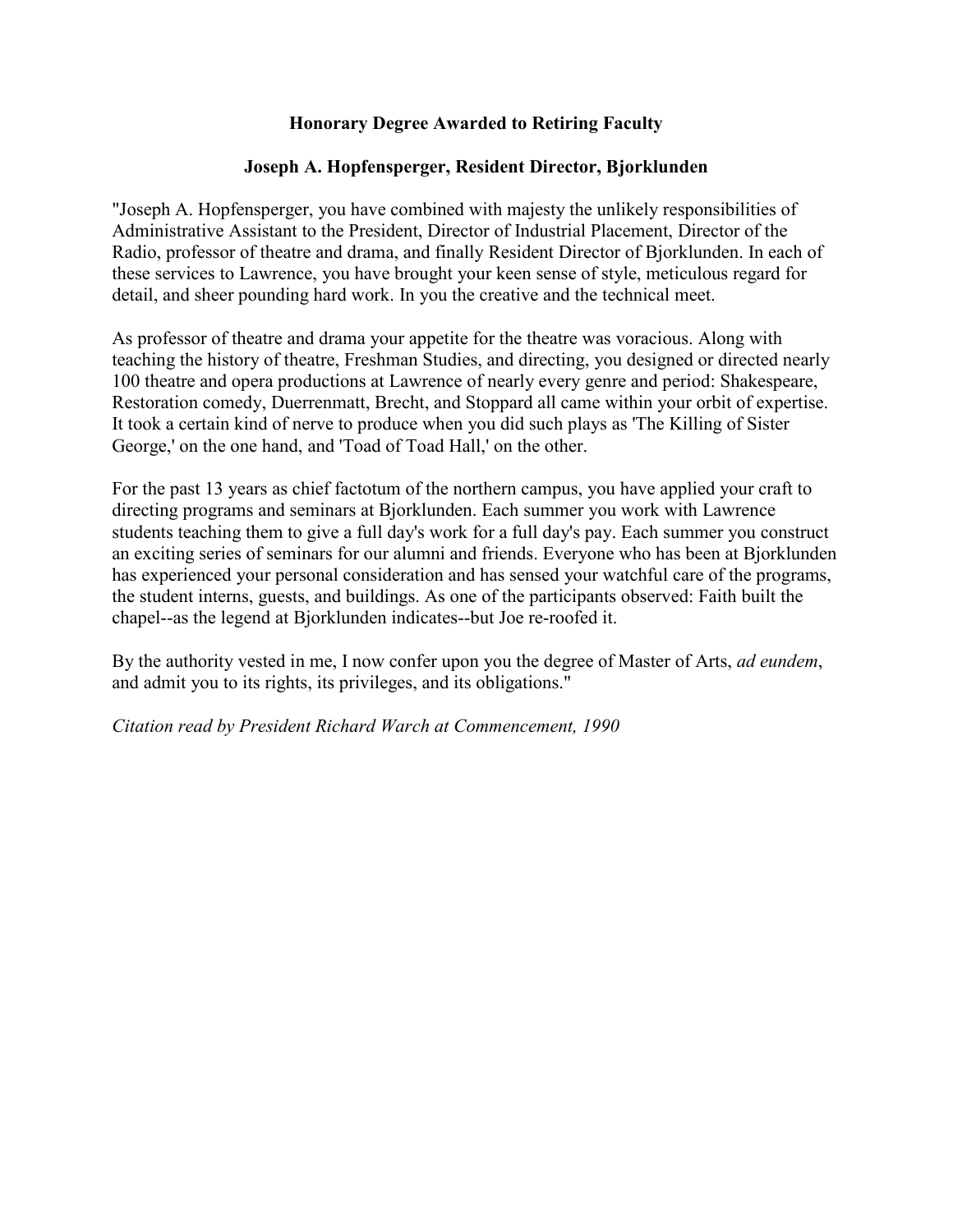**Honorary Degree Awarded to Retiring Faculty**

**Joseph A. Hopfensperger, Resident Director, Bjorklunden**

"Joseph A. Hopfensperger, you have combined with majesty the unlikely responsibilities of Administrative Assistant to the President, Director of Industrial Placement, Director of the Radio, professor of theatre and drama, and finally Resident Director of Bjorklunden. In each of these services to Lawrence, you have brought your keen sense of style, meticulous regard for detail, and sheer pounding hard work. In you the creative and the technical meet.

As professor of theatre and drama your appetite for the theatre was voracious. Along with teaching the history of theatre, Freshman Studies, and directing, you designed or directed nearly 100 theatre and opera productions at Lawrence of nearly every genre and period: Shakespeare, Restoration comedy, Duerrenmatt, Brecht, and Stoppard all came within your orbit of expertise. It took a certain kind of nerve to produce when you did such plays as 'The Killing of Sister George,' on the one hand, and 'Toad of Toad Hall,' on the other.

For the past 13 years as chief factotum of the northern campus, you have applied your craft to directing programs and seminars at Bjorklunden. Each summer you work with Lawrence students teaching them to give a full day's work for a full day's pay. Each summer you construct an exciting series of seminars for our alumni and friends. Everyone who has been at Bjorklunden has experienced your personal consideration and has sensed your watchful care of the programs, the student interns, guests, and buildings. As one of the participants observed: Faith built the chapel--as the legend at Bjorklunden indicates--but Joe re-roofed it.

By the authority vested in me, I now confer upon you the degree of Master of Arts, *ad eundem*, and admit you to its rights, its privileges, and its obligations."

*Citation read by President Richard Warch at Commencement, 1990*